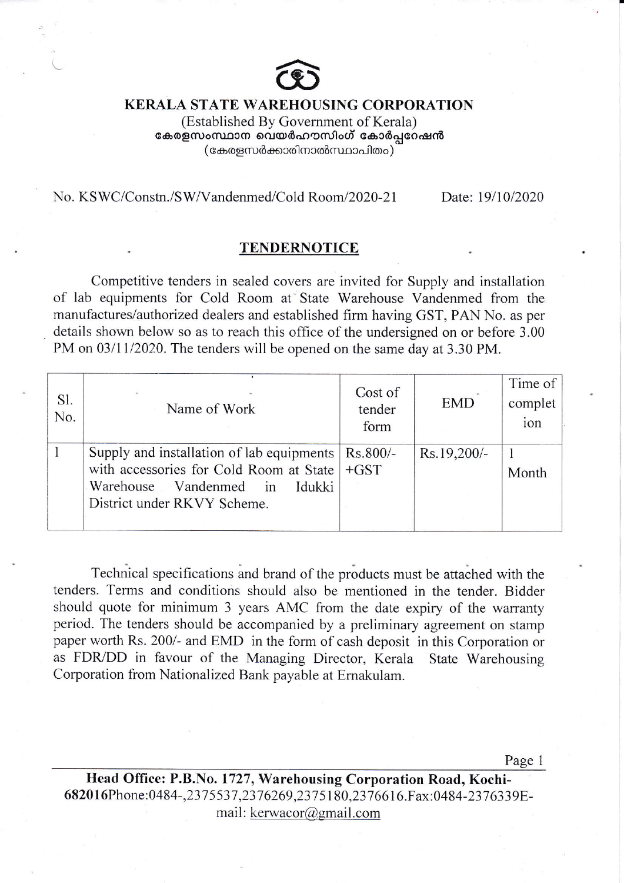# KERALA STATE WAREHOUSING CORPORATION

(Established By Government of Kerala)
കേരളസംസ്ഥാന വെയർഹൗസിംഗ് കോർപ്പറേഷൻ
(കേരളസർക്കാരിനാൽസ്ഥാപിതം)

No. KSWC/Constn./SW/Vandenmed/Cold Room/2020-21 Date: 19/10/2020

## TENDERNOTICE

Competitive tenders in sealed covers are invited for Supply and installation of lab equipments for Cold Room at State Warehouse Vandenmed from the manufactures/authorized dealers and established firm having GST, PAN No. as per details shown below so as to reach this office of the undersigned on or before 3.00 PM on 03/11/2020. The tenders will be opened on the same day at 3.30 PM.

| Sl. No. | Name of Work | Cost of tender form | EMD | Time of completion |
|---|---|---|---|---|
| 1 | Supply and installation of lab equipments with accessories for Cold Room at State Warehouse Vandenmed in Idukki District under RKVY Scheme. | Rs.800/- +GST | Rs.19,200/- | 1 Month |

Technical specifications and brand of the products must be attached with the tenders. Terms and conditions should also be mentioned in the tender. Bidder should quote for minimum 3 years AMC from the date expiry of the warranty period. The tenders should be accompanied by a preliminary agreement on stamp paper worth Rs. 200/- and EMD in the form of cash deposit in this Corporation or as FDR/DD in favour of the Managing Director, Kerala State Warehousing Corporation from Nationalized Bank payable at Ernakulam.

**Head Office: P.B.No. 1727, Warehousing Corporation Road, Kochi-682016**Phone:0484-,2375537,2376269,2375180,2376616.Fax:0484-2376339E-mail: kerwacor@gmail.com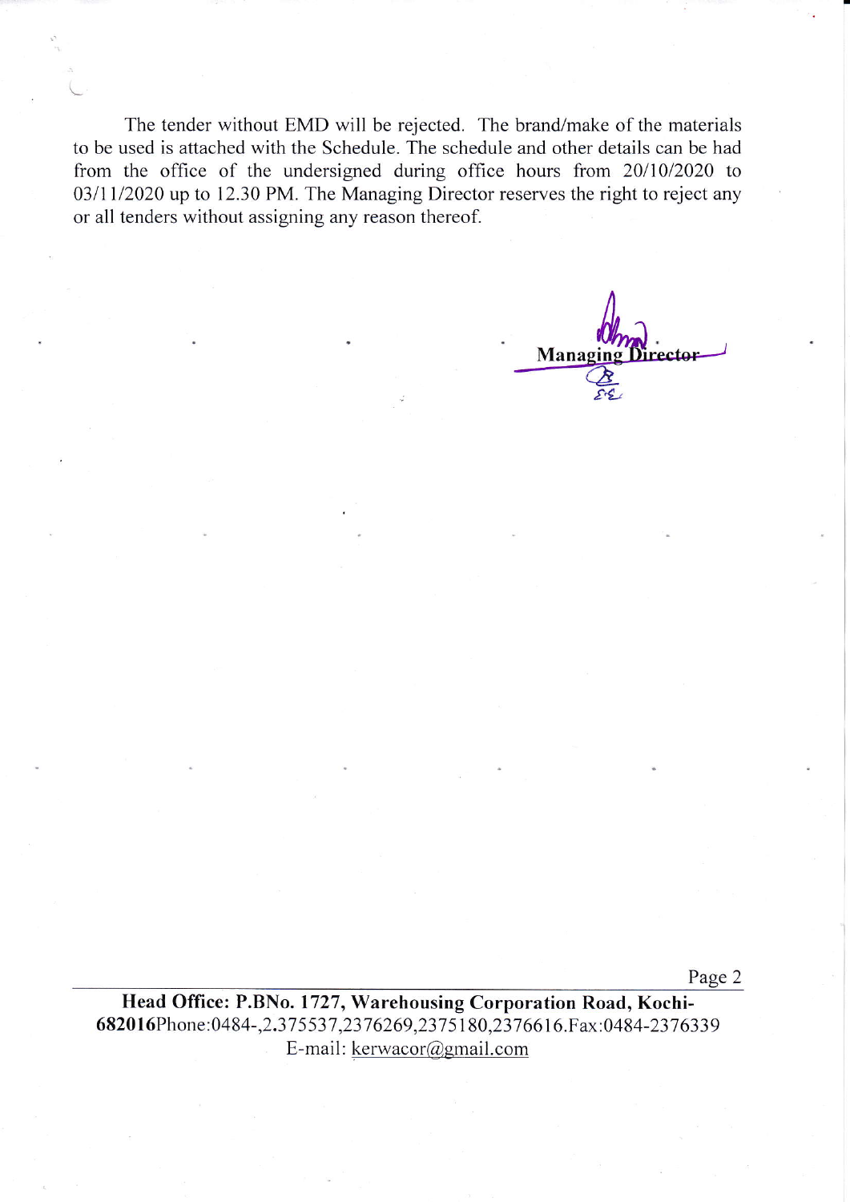The tender without EMD will be rejected. The brand/make of the materials to be used is attached with the Schedule. The schedule and other details can be had from the office of the undersigned during office hours from 20/10/2020 to 03/11/2020 up to 12.30 PM. The Managing Director reserves the right to reject any or all tenders without assigning any reason thereof.

**Managing Director**

**Head Office: P.BNo. 1727, Warehousing Corporation Road, Kochi-682016**Phone:0484-,2.375537,2376269,2375180,2376616.Fax:0484-2376339
E-mail: kerwacor@gmail.com